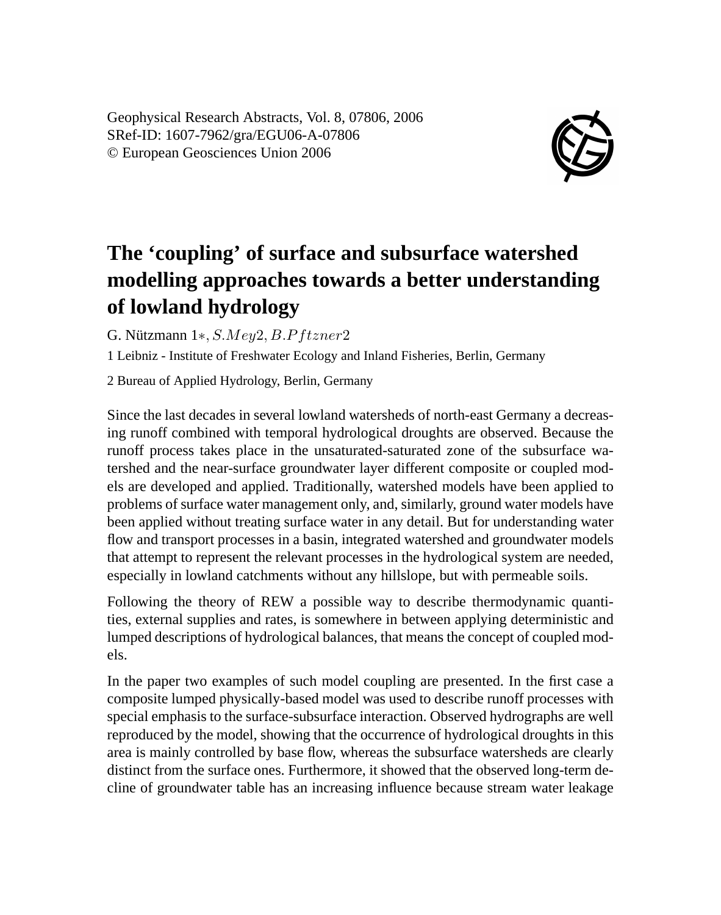Geophysical Research Abstracts, Vol. 8, 07806, 2006
SRef-ID: 1607-7962/gra/EGU06-A-07806
© European Geosciences Union 2006

# The 'coupling' of surface and subsurface watershed modelling approaches towards a better understanding of lowland hydrology

G. Nützmann 1∗, $S.Mey2, B.Pftzner2$

1 Leibniz - Institute of Freshwater Ecology and Inland Fisheries, Berlin, Germany

2 Bureau of Applied Hydrology, Berlin, Germany

Since the last decades in several lowland watersheds of north-east Germany a decreasing runoff combined with temporal hydrological droughts are observed. Because the runoff process takes place in the unsaturated-saturated zone of the subsurface watershed and the near-surface groundwater layer different composite or coupled models are developed and applied. Traditionally, watershed models have been applied to problems of surface water management only, and, similarly, ground water models have been applied without treating surface water in any detail. But for understanding water flow and transport processes in a basin, integrated watershed and groundwater models that attempt to represent the relevant processes in the hydrological system are needed, especially in lowland catchments without any hillslope, but with permeable soils.

Following the theory of REW a possible way to describe thermodynamic quantities, external supplies and rates, is somewhere in between applying deterministic and lumped descriptions of hydrological balances, that means the concept of coupled models.

In the paper two examples of such model coupling are presented. In the first case a composite lumped physically-based model was used to describe runoff processes with special emphasis to the surface-subsurface interaction. Observed hydrographs are well reproduced by the model, showing that the occurrence of hydrological droughts in this area is mainly controlled by base flow, whereas the subsurface watersheds are clearly distinct from the surface ones. Furthermore, it showed that the observed long-term decline of groundwater table has an increasing influence because stream water leakage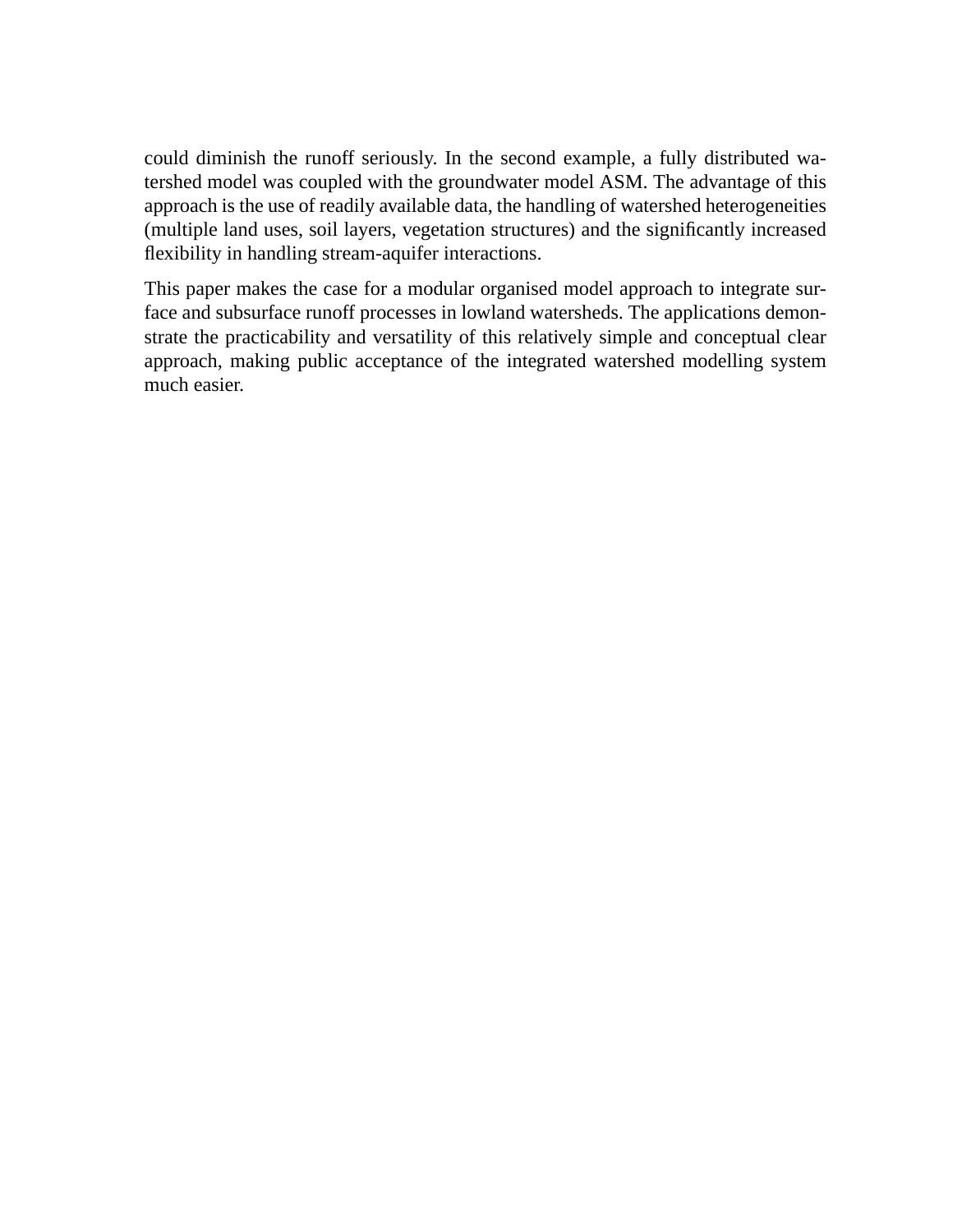could diminish the runoff seriously. In the second example, a fully distributed watershed model was coupled with the groundwater model ASM. The advantage of this approach is the use of readily available data, the handling of watershed heterogeneities (multiple land uses, soil layers, vegetation structures) and the significantly increased flexibility in handling stream-aquifer interactions.

This paper makes the case for a modular organised model approach to integrate surface and subsurface runoff processes in lowland watersheds. The applications demonstrate the practicability and versatility of this relatively simple and conceptual clear approach, making public acceptance of the integrated watershed modelling system much easier.